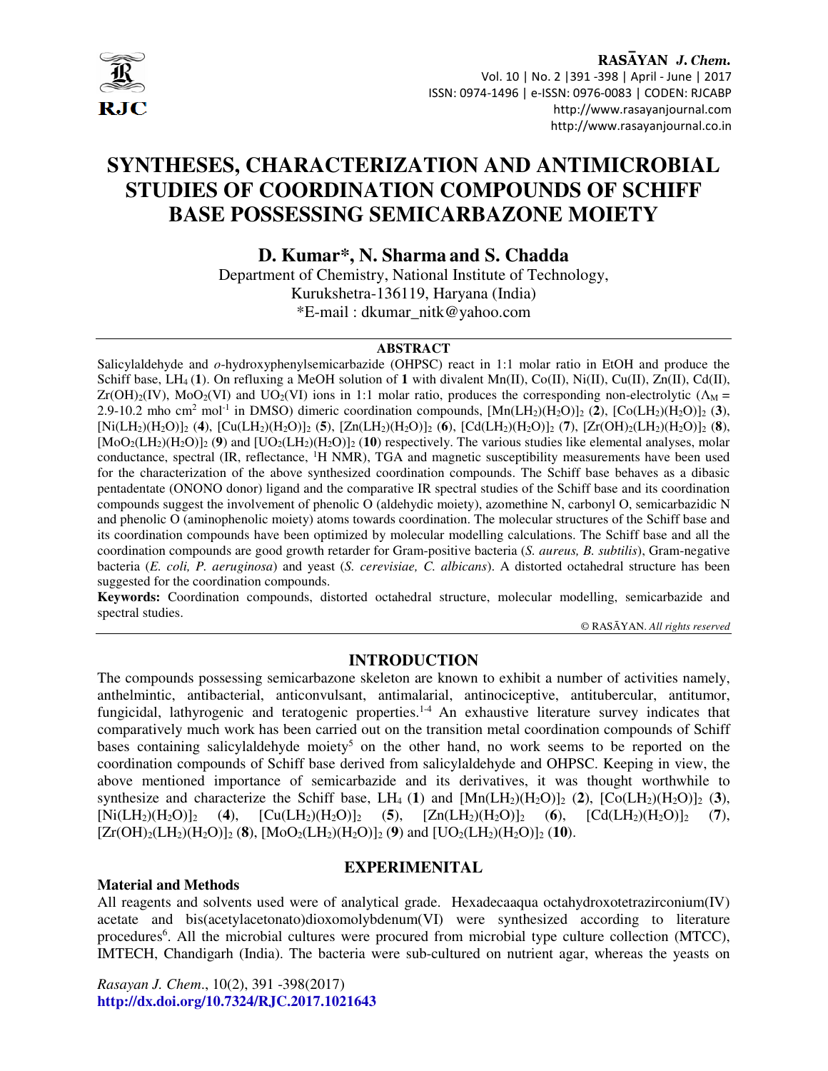# SYNTHESES, CHARACTERIZATION AND ANTIMICROBIAL STUDIES OF COORDINATION COMPOUNDS OF SCHIFF BASE POSSESSING SEMICARBAZONE MOIETY

**D. Kumar*, N. Sharma and S. Chadda**

Department of Chemistry, National Institute of Technology, Kurukshetra-136119, Haryana (India)

*E-mail : dkumar_nitk@yahoo.com

## ABSTRACT

Salicylaldehyde and *o*-hydroxyphenylsemicarbazide (OHPSC) react in 1:1 molar ratio in EtOH and produce the Schiff base, $LH_4$ (**1**). On refluxing a MeOH solution of **1** with divalent Mn(II), Co(II), Ni(II), Cu(II), Zn(II), Cd(II), $Zr(OH)_2$(IV), $MoO_2$(VI) and $UO_2$(VI) ions in 1:1 molar ratio, produces the corresponding non-electrolytic ($\Lambda_M$ = 2.9-10.2 mho cm$^2$ mol$^{-1}$ in DMSO) dimeric coordination compounds, $[Mn(LH_2)(H_2O)]_2$ (**2**), $[Co(LH_2)(H_2O)]_2$ (**3**), $[Ni(LH_2)(H_2O)]_2$ (**4**), $[Cu(LH_2)(H_2O)]_2$ (**5**), $[Zn(LH_2)(H_2O)]_2$ (**6**), $[Cd(LH_2)(H_2O)]_2$ (**7**), $[Zr(OH)_2(LH_2)(H_2O)]_2$ (**8**), $[MoO_2(LH_2)(H_2O)]_2$ (**9**) and $[UO_2(LH_2)(H_2O)]_2$ (**10**) respectively. The various studies like elemental analyses, molar conductance, spectral (IR, reflectance, $^1$H NMR), TGA and magnetic susceptibility measurements have been used for the characterization of the above synthesized coordination compounds. The Schiff base behaves as a dibasic pentadentate (ONONO donor) ligand and the comparative IR spectral studies of the Schiff base and its coordination compounds suggest the involvement of phenolic O (aldehydic moiety), azomethine N, carbonyl O, semicarbazidic N and phenolic O (aminophenolic moiety) atoms towards coordination. The molecular structures of the Schiff base and its coordination compounds have been optimized by molecular modelling calculations. The Schiff base and all the coordination compounds are good growth retarder for Gram-positive bacteria (*S. aureus, B. subtilis*), Gram-negative bacteria (*E. coli, P. aeruginosa*) and yeast (*S. cerevisiae, C. albicans*). A distorted octahedral structure has been suggested for the coordination compounds.

**Keywords:** Coordination compounds, distorted octahedral structure, molecular modelling, semicarbazide and spectral studies.

© RASĀYAN. *All rights reserved*

## INTRODUCTION

The compounds possessing semicarbazone skeleton are known to exhibit a number of activities namely, anthelmintic, antibacterial, anticonvulsant, antimalarial, antinociceptive, antitubercular, antitumor, fungicidal, lathyrogenic and teratogenic properties.[1-4] An exhaustive literature survey indicates that comparatively much work has been carried out on the transition metal coordination compounds of Schiff bases containing salicylaldehyde moiety[5] on the other hand, no work seems to be reported on the coordination compounds of Schiff base derived from salicylaldehyde and OHPSC. Keeping in view, the above mentioned importance of semicarbazide and its derivatives, it was thought worthwhile to synthesize and characterize the Schiff base, $LH_4$ (**1**) and $[Mn(LH_2)(H_2O)]_2$ (**2**), $[Co(LH_2)(H_2O)]_2$ (**3**), $[Ni(LH_2)(H_2O)]_2$ (**4**), $[Cu(LH_2)(H_2O)]_2$ (**5**), $[Zn(LH_2)(H_2O)]_2$ (**6**), $[Cd(LH_2)(H_2O)]_2$ (**7**), $[Zr(OH)_2(LH_2)(H_2O)]_2$ (**8**), $[MoO_2(LH_2)(H_2O)]_2$ (**9**) and $[UO_2(LH_2)(H_2O)]_2$ (**10**).

## EXPERIMENITAL

### Material and Methods

All reagents and solvents used were of analytical grade. Hexadecaaqua octahydroxotetrazirconium(IV) acetate and bis(acetylacetonato)dioxomolybdenum(VI) were synthesized according to literature procedures[6]. All the microbial cultures were procured from microbial type culture collection (MTCC), IMTECH, Chandigarh (India). The bacteria were sub-cultured on nutrient agar, whereas the yeasts on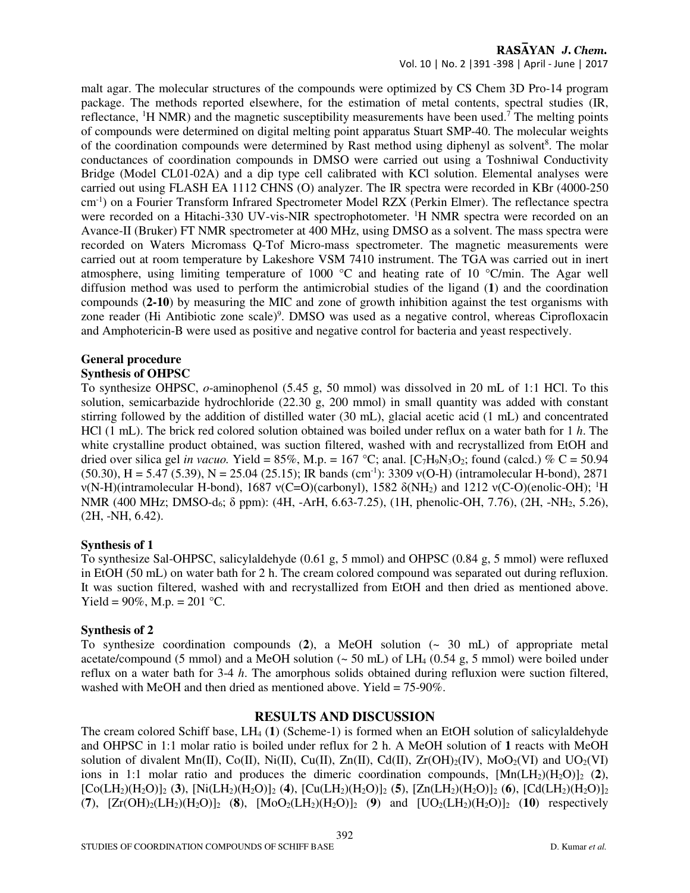malt agar. The molecular structures of the compounds were optimized by CS Chem 3D Pro-14 program package. The methods reported elsewhere, for the estimation of metal contents, spectral studies (IR, reflectance, $^1$H NMR) and the magnetic susceptibility measurements have been used.[7] The melting points of compounds were determined on digital melting point apparatus Stuart SMP-40. The molecular weights of the coordination compounds were determined by Rast method using diphenyl as solvent[8]. The molar conductances of coordination compounds in DMSO were carried out using a Toshniwal Conductivity Bridge (Model CL01-02A) and a dip type cell calibrated with KCl solution. Elemental analyses were carried out using FLASH EA 1112 CHNS (O) analyzer. The IR spectra were recorded in KBr (4000-250 cm$^{-1}$) on a Fourier Transform Infrared Spectrometer Model RZX (Perkin Elmer). The reflectance spectra were recorded on a Hitachi-330 UV-vis-NIR spectrophotometer. $^1$H NMR spectra were recorded on an Avance-II (Bruker) FT NMR spectrometer at 400 MHz, using DMSO as a solvent. The mass spectra were recorded on Waters Micromass Q-Tof Micro-mass spectrometer. The magnetic measurements were carried out at room temperature by Lakeshore VSM 7410 instrument. The TGA was carried out in inert atmosphere, using limiting temperature of 1000 °C and heating rate of 10 °C/min. The Agar well diffusion method was used to perform the antimicrobial studies of the ligand (**1**) and the coordination compounds (**2-10**) by measuring the MIC and zone of growth inhibition against the test organisms with zone reader (Hi Antibiotic zone scale)[9]. DMSO was used as a negative control, whereas Ciprofloxacin and Amphotericin-B were used as positive and negative control for bacteria and yeast respectively.

### General procedure

#### Synthesis of OHPSC

To synthesize OHPSC, *o*-aminophenol (5.45 g, 50 mmol) was dissolved in 20 mL of 1:1 HCl. To this solution, semicarbazide hydrochloride (22.30 g, 200 mmol) in small quantity was added with constant stirring followed by the addition of distilled water (30 mL), glacial acetic acid (1 mL) and concentrated HCl (1 mL). The brick red colored solution obtained was boiled under reflux on a water bath for 1 *h*. The white crystalline product obtained, was suction filtered, washed with and recrystallized from EtOH and dried over silica gel *in vacuo.* Yield = 85%, M.p. = 167 °C; anal. [$C_7H_9N_3O_2$; found (calcd.) % C = 50.94 (50.30), H = 5.47 (5.39), N = 25.04 (25.15); IR bands (cm$^{-1}$): 3309 ν(O-H) (intramolecular H-bond), 2871 ν(N-H)(intramolecular H-bond), 1687 ν(C=O)(carbonyl), 1582 δ($NH_2$) and 1212 ν(C-O)(enolic-OH); $^1$H NMR (400 MHz; DMSO-$d_6$; δ ppm): (4H, -ArH, 6.63-7.25), (1H, phenolic-OH, 7.76), (2H, -$NH_2$, 5.26), (2H, -NH, 6.42).

#### Synthesis of 1

To synthesize Sal-OHPSC, salicylaldehyde (0.61 g, 5 mmol) and OHPSC (0.84 g, 5 mmol) were refluxed in EtOH (50 mL) on water bath for 2 h. The cream colored compound was separated out during refluxion. It was suction filtered, washed with and recrystallized from EtOH and then dried as mentioned above. Yield = 90%, M.p. = 201 °C.

#### Synthesis of 2

To synthesize coordination compounds (**2**), a MeOH solution (~ 30 mL) of appropriate metal acetate/compound (5 mmol) and a MeOH solution (~ 50 mL) of $LH_4$ (0.54 g, 5 mmol) were boiled under reflux on a water bath for 3-4 *h*. The amorphous solids obtained during refluxion were suction filtered, washed with MeOH and then dried as mentioned above. Yield = 75-90%.

## RESULTS AND DISCUSSION

The cream colored Schiff base, $LH_4$ (**1**) (Scheme-1) is formed when an EtOH solution of salicylaldehyde and OHPSC in 1:1 molar ratio is boiled under reflux for 2 h. A MeOH solution of **1** reacts with MeOH solution of divalent Mn(II), Co(II), Ni(II), Cu(II), Zn(II), Cd(II), $Zr(OH)_2$(IV), $MoO_2$(VI) and $UO_2$(VI) ions in 1:1 molar ratio and produces the dimeric coordination compounds, $[Mn(LH_2)(H_2O)]_2$ (**2**), $[Co(LH_2)(H_2O)]_2$ (**3**), $[Ni(LH_2)(H_2O)]_2$ (**4**), $[Cu(LH_2)(H_2O)]_2$ (**5**), $[Zn(LH_2)(H_2O)]_2$ (**6**), $[Cd(LH_2)(H_2O)]_2$ (**7**), $[Zr(OH)_2(LH_2)(H_2O)]_2$ (**8**), $[MoO_2(LH_2)(H_2O)]_2$ (**9**) and $[UO_2(LH_2)(H_2O)]_2$ (**10**) respectively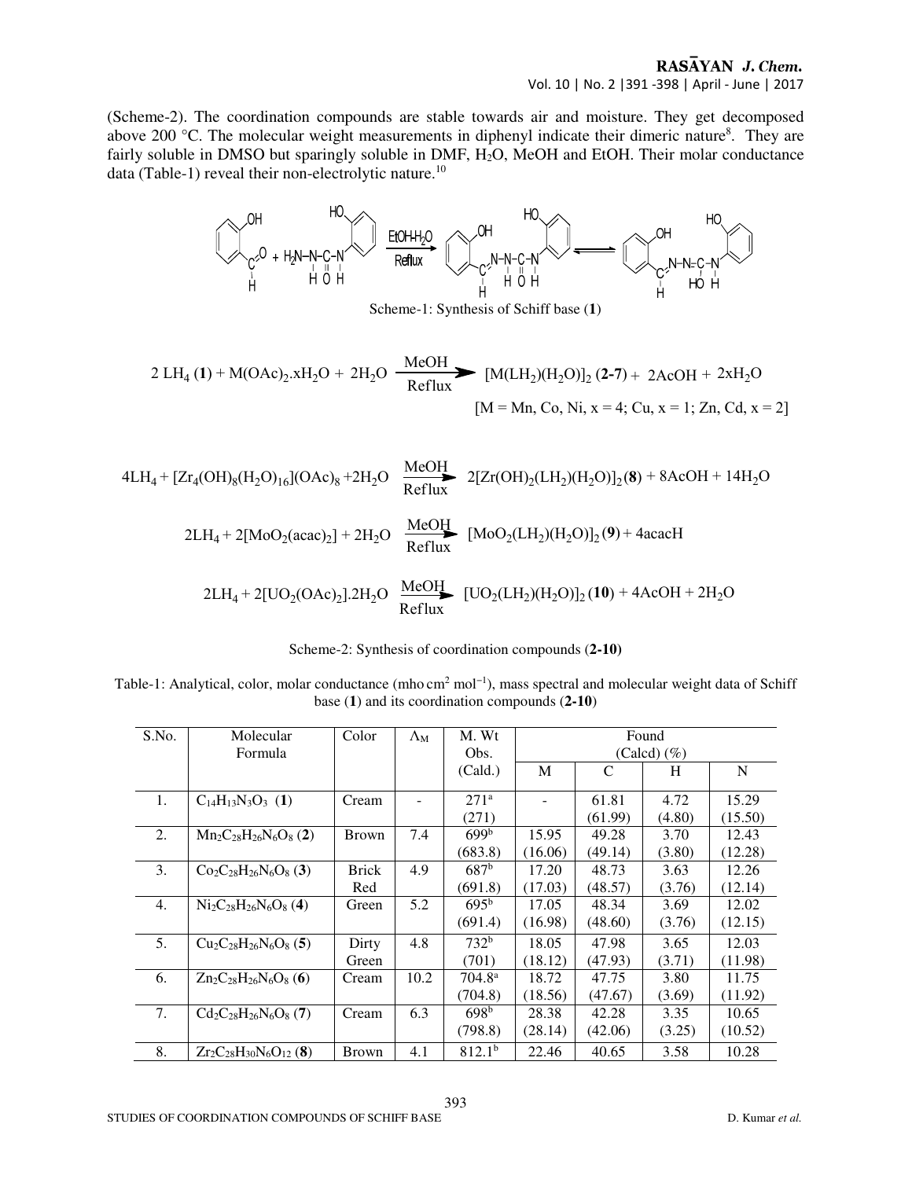(Scheme-2). The coordination compounds are stable towards air and moisture. They get decomposed above 200 °C. The molecular weight measurements in diphenyl indicate their dimeric nature[8]. They are fairly soluble in DMSO but sparingly soluble in DMF, $H_2O$, MeOH and EtOH. Their molar conductance data (Table-1) reveal their non-electrolytic nature.[10]

Scheme-1: Synthesis of Schiff base (**1**)

$$2\,LH_4\,(\mathbf{1}) + M(OAc)_2.xH_2O + 2H_2O \xrightarrow[\text{Reflux}]{\text{MeOH}} [M(LH_2)(H_2O)]_2\,(\mathbf{2\text{-}7}) + 2AcOH + 2xH_2O$$

[M = Mn, Co, Ni, x = 4; Cu, x = 1; Zn, Cd, x = 2]

$$4LH_4 + [Zr_4(OH)_8(H_2O)_{16}](OAc)_8 + 2H_2O \xrightarrow[\text{Reflux}]{\text{MeOH}} 2[Zr(OH)_2(LH_2)(H_2O)]_2\,(\mathbf{8}) + 8AcOH + 14H_2O$$

$$2LH_4 + 2[MoO_2(acac)_2] + 2H_2O \xrightarrow[\text{Reflux}]{\text{MeOH}} [MoO_2(LH_2)(H_2O)]_2\,(\mathbf{9}) + 4acacH$$

$$2LH_4 + 2[UO_2(OAc)_2].2H_2O \xrightarrow[\text{Reflux}]{\text{MeOH}} [UO_2(LH_2)(H_2O)]_2\,(\mathbf{10}) + 4AcOH + 2H_2O$$

Scheme-2: Synthesis of coordination compounds (**2-10**)

Table-1: Analytical, color, molar conductance (mho cm$^2$ mol$^{-1}$), mass spectral and molecular weight data of Schiff base (**1**) and its coordination compounds (**2-10**)

| S.No. | Molecular Formula | Color | $\Lambda_M$ | M. Wt Obs. (Cald.) | Found (Calcd) (%) | | | |
|---|---|---|---|---|---|---|---|---|
| | | | | | M | C | H | N |
| 1. | $C_{14}H_{13}N_3O_3$ (**1**) | Cream | - | 271[a] (271) | - | 61.81 (61.99) | 4.72 (4.80) | 15.29 (15.50) |
| 2. | $Mn_2C_{28}H_{26}N_6O_8$ (**2**) | Brown | 7.4 | 699[b] (683.8) | 15.95 (16.06) | 49.28 (49.14) | 3.70 (3.80) | 12.43 (12.28) |
| 3. | $Co_2C_{28}H_{26}N_6O_8$ (**3**) | Brick Red | 4.9 | 687[b] (691.8) | 17.20 (17.03) | 48.73 (48.57) | 3.63 (3.76) | 12.26 (12.14) |
| 4. | $Ni_2C_{28}H_{26}N_6O_8$ (**4**) | Green | 5.2 | 695[b] (691.4) | 17.05 (16.98) | 48.34 (48.60) | 3.69 (3.76) | 12.02 (12.15) |
| 5. | $Cu_2C_{28}H_{26}N_6O_8$ (**5**) | Dirty Green | 4.8 | 732[b] (701) | 18.05 (18.12) | 47.98 (47.93) | 3.65 (3.71) | 12.03 (11.98) |
| 6. | $Zn_2C_{28}H_{26}N_6O_8$ (**6**) | Cream | 10.2 | 704.8[a] (704.8) | 18.72 (18.56) | 47.75 (47.67) | 3.80 (3.69) | 11.75 (11.92) |
| 7. | $Cd_2C_{28}H_{26}N_6O_8$ (**7**) | Cream | 6.3 | 698[b] (798.8) | 28.38 (28.14) | 42.28 (42.06) | 3.35 (3.25) | 10.65 (10.52) |
| 8. | $Zr_2C_{28}H_{30}N_6O_{12}$ (**8**) | Brown | 4.1 | 812.1[b] | 22.46 | 40.65 | 3.58 | 10.28 |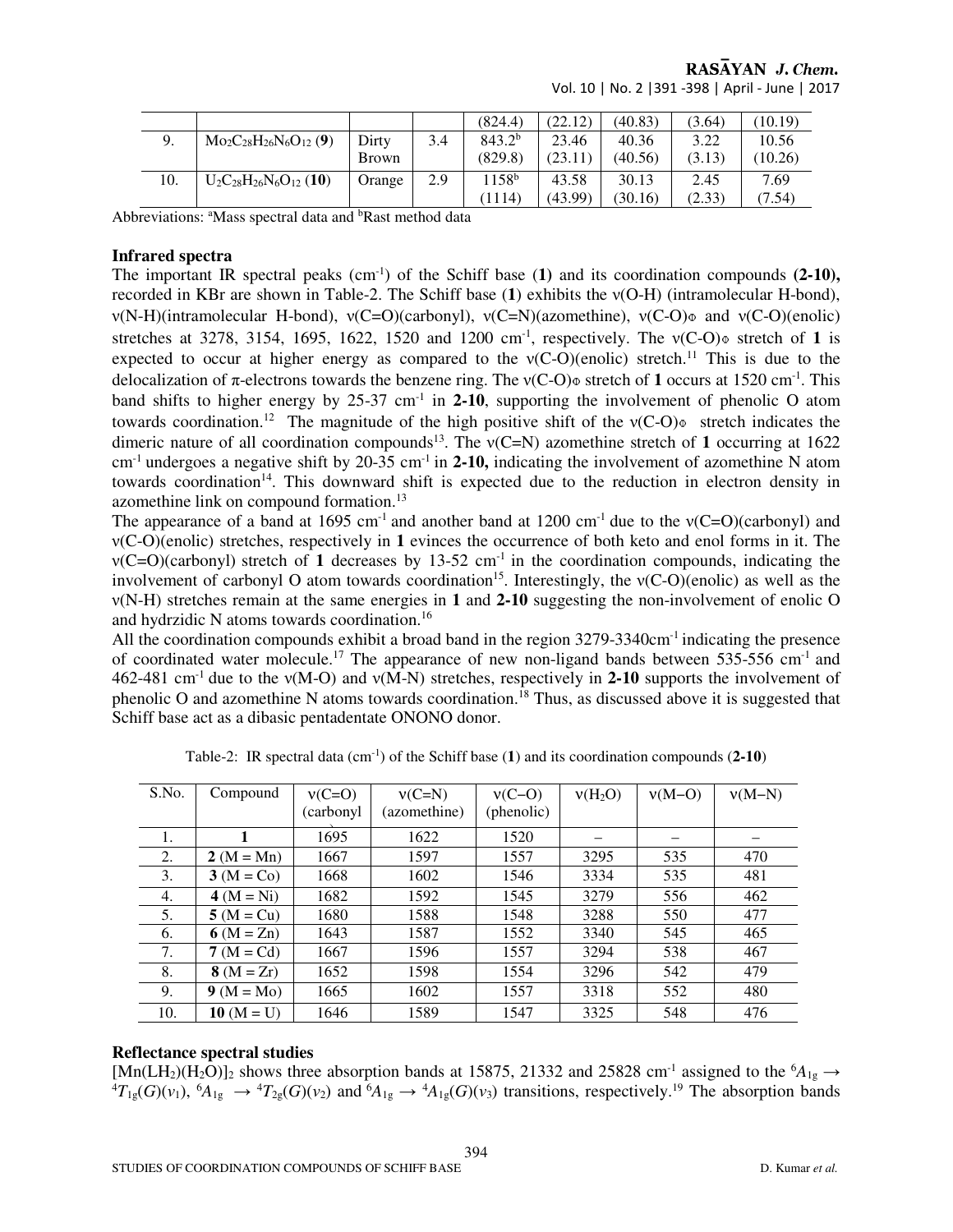|  |  |  |  | (824.4) | (22.12) | (40.83) | (3.64) | (10.19) |
|---|---|---|---|---|---|---|---|---|
| 9. | $Mo_2C_{28}H_{26}N_6O_{12}$ (**9**) | Dirty Brown | 3.4 | 843.2[b] (829.8) | 23.46 (23.11) | 40.36 (40.56) | 3.22 (3.13) | 10.56 (10.26) |
| 10. | $U_2C_{28}H_{26}N_6O_{12}$ (**10**) | Orange | 2.9 | 1158[b] (1114) | 43.58 (43.99) | 30.13 (30.16) | 2.45 (2.33) | 7.69 (7.54) |

Abbreviations: [a]Mass spectral data and [b]Rast method data

### Infrared spectra

The important IR spectral peaks ($cm^{-1}$) of the Schiff base (**1**) and its coordination compounds **(2-10),** recorded in KBr are shown in Table-2. The Schiff base (**1**) exhibits the ν(O-H) (intramolecular H-bond), ν(N-H)(intramolecular H-bond), ν(C=O)(carbonyl), ν(C=N)(azomethine), $\nu(C\text{-}O)_{\Phi}$ and ν(C-O)(enolic) stretches at 3278, 3154, 1695, 1622, 1520 and 1200 $cm^{-1}$, respectively. The $\nu(C\text{-}O)_{\Phi}$ stretch of **1** is expected to occur at higher energy as compared to the ν(C-O)(enolic) stretch.[11] This is due to the delocalization of π-electrons towards the benzene ring. The $\nu(C\text{-}O)_{\Phi}$ stretch of **1** occurs at 1520 $cm^{-1}$. This band shifts to higher energy by 25-37 $cm^{-1}$ in **2-10**, supporting the involvement of phenolic O atom towards coordination.[12] The magnitude of the high positive shift of the $\nu(C\text{-}O)_{\Phi}$ stretch indicates the dimeric nature of all coordination compounds[13]. The ν(C=N) azomethine stretch of **1** occurring at 1622 $cm^{-1}$ undergoes a negative shift by 20-35 $cm^{-1}$ in **2-10,** indicating the involvement of azomethine N atom towards coordination[14]. This downward shift is expected due to the reduction in electron density in azomethine link on compound formation.[13]

The appearance of a band at 1695 $cm^{-1}$ and another band at 1200 $cm^{-1}$ due to the ν(C=O)(carbonyl) and ν(C-O)(enolic) stretches, respectively in **1** evinces the occurrence of both keto and enol forms in it. The ν(C=O)(carbonyl) stretch of **1** decreases by 13-52 $cm^{-1}$ in the coordination compounds, indicating the involvement of carbonyl O atom towards coordination[15]. Interestingly, the ν(C-O)(enolic) as well as the ν(N-H) stretches remain at the same energies in **1** and **2-10** suggesting the non-involvement of enolic O and hydrzidic N atoms towards coordination.[16]

All the coordination compounds exhibit a broad band in the region 3279-3340$cm^{-1}$ indicating the presence of coordinated water molecule.[17] The appearance of new non-ligand bands between 535-556 $cm^{-1}$ and 462-481 $cm^{-1}$ due to the ν(M-O) and ν(M-N) stretches, respectively in **2-10** supports the involvement of phenolic O and azomethine N atoms towards coordination.[18] Thus, as discussed above it is suggested that Schiff base act as a dibasic pentadentate ONONO donor.

Table-2: IR spectral data ($cm^{-1}$) of the Schiff base (**1**) and its coordination compounds (**2-10**)

| S.No. | Compound | ν(C=O) (carbonyl) | ν(C=N) (azomethine) | ν(C–O) (phenolic) | $\nu(H_2O)$ | ν(M–O) | ν(M–N) |
|---|---|---|---|---|---|---|---|
| 1. | **1** | 1695 | 1622 | 1520 | – | – | – |
| 2. | **2** (M = Mn) | 1667 | 1597 | 1557 | 3295 | 535 | 470 |
| 3. | **3** (M = Co) | 1668 | 1602 | 1546 | 3334 | 535 | 481 |
| 4. | **4** (M = Ni) | 1682 | 1592 | 1545 | 3279 | 556 | 462 |
| 5. | **5** (M = Cu) | 1680 | 1588 | 1548 | 3288 | 550 | 477 |
| 6. | **6** (M = Zn) | 1643 | 1587 | 1552 | 3340 | 545 | 465 |
| 7. | **7** (M = Cd) | 1667 | 1596 | 1557 | 3294 | 538 | 467 |
| 8. | **8** (M = Zr) | 1652 | 1598 | 1554 | 3296 | 542 | 479 |
| 9. | **9** (M = Mo) | 1665 | 1602 | 1557 | 3318 | 552 | 480 |
| 10. | **10** (M = U) | 1646 | 1589 | 1547 | 3325 | 548 | 476 |

### Reflectance spectral studies

$[Mn(LH_2)(H_2O)]_2$ shows three absorption bands at 15875, 21332 and 25828 $cm^{-1}$ assigned to the ${}^6A_{1g} \rightarrow {}^4T_{1g}(G)(\nu_1)$, ${}^6A_{1g} \rightarrow {}^4T_{2g}(G)(\nu_2)$ and ${}^6A_{1g} \rightarrow {}^4A_{1g}(G)(\nu_3)$ transitions, respectively.[19] The absorption bands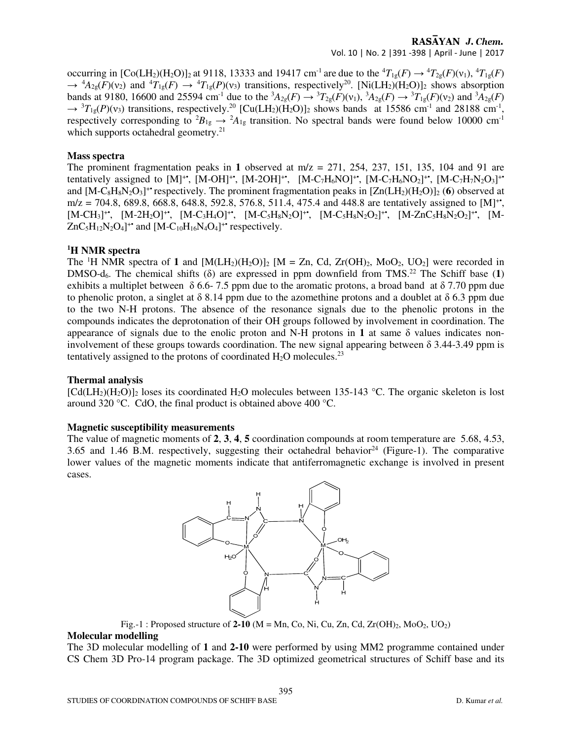occurring in $[Co(LH_2)(H_2O)]_2$ at 9118, 13333 and 19417 cm$^{-1}$ are due to the $^4T_{1g}(F) \rightarrow {}^4T_{2g}(F)(\nu_1)$, $^4T_{1g}(F) \rightarrow {}^4A_{2g}(F)(\nu_2)$ and $^4T_{1g}(F) \rightarrow {}^4T_{1g}(P)(\nu_3)$ transitions, respectively[20]. $[Ni(LH_2)(H_2O)]_2$ shows absorption bands at 9180, 16600 and 25594 cm$^{-1}$ due to the $^3A_{2g}(F) \rightarrow {}^3T_{2g}(F)(\nu_1)$, $^3A_{2g}(F) \rightarrow {}^3T_{1g}(F)(\nu_2)$ and $^3A_{2g}(F) \rightarrow {}^3T_{1g}(P)(\nu_3)$ transitions, respectively.[20] $[Cu(LH_2)(H_2O)]_2$ shows bands at 15586 cm$^{-1}$ and 28188 cm$^{-1}$, respectively corresponding to $^2B_{1g} \rightarrow {}^2A_{1g}$ transition. No spectral bands were found below 10000 cm$^{-1}$ which supports octahedral geometry.[21]

### Mass spectra

The prominent fragmentation peaks in **1** observed at m/z = 271, 254, 237, 151, 135, 104 and 91 are tentatively assigned to $[M]^{+\bullet}$, $[M\text{-}OH]^{+\bullet}$, $[M\text{-}2OH]^{+\bullet}$, $[M\text{-}C_7H_6NO]^{+\bullet}$, $[M\text{-}C_7H_6NO_2]^{+\bullet}$, $[M\text{-}C_7H_7N_2O_3]^{+\bullet}$ and $[M\text{-}C_8H_8N_2O_3]^{+\bullet}$ respectively. The prominent fragmentation peaks in $[Zn(LH_2)(H_2O)]_2$ (**6**) observed at m/z = 704.8, 689.8, 668.8, 648.8, 592.8, 576.8, 511.4, 475.4 and 448.8 are tentatively assigned to $[M]^{+\bullet}$, $[M\text{-}CH_3]^{+\bullet}$, $[M\text{-}2H_2O]^{+\bullet}$, $[M\text{-}C_3H_4O]^{+\bullet}$, $[M\text{-}C_5H_8N_2O]^{+\bullet}$, $[M\text{-}C_5H_8N_2O_2]^{+\bullet}$, $[M\text{-}ZnC_5H_8N_2O_2]^{+\bullet}$, $[M\text{-}ZnC_5H_{12}N_2O_4]^{+\bullet}$ and $[M\text{-}C_{10}H_{16}N_4O_4]^{+\bullet}$ respectively.

### $^1$H NMR spectra

The $^1$H NMR spectra of **1** and $[M(LH_2)(H_2O)]_2$ [M = Zn, Cd, $Zr(OH)_2$, $MoO_2$, $UO_2$] were recorded in DMSO-d$_6$. The chemical shifts (δ) are expressed in ppm downfield from TMS.[22] The Schiff base (**1**) exhibits a multiplet between δ 6.6- 7.5 ppm due to the aromatic protons, a broad band at δ 7.70 ppm due to phenolic proton, a singlet at δ 8.14 ppm due to the azomethine protons and a doublet at δ 6.3 ppm due to the two N-H protons. The absence of the resonance signals due to the phenolic protons in the compounds indicates the deprotonation of their OH groups followed by involvement in coordination. The appearance of signals due to the enolic proton and N-H protons in **1** at same δ values indicates non-involvement of these groups towards coordination. The new signal appearing between δ 3.44-3.49 ppm is tentatively assigned to the protons of coordinated $H_2O$ molecules.[23]

### Thermal analysis

$[Cd(LH_2)(H_2O)]_2$ loses its coordinated $H_2O$ molecules between 135-143 °C. The organic skeleton is lost around 320 °C. CdO, the final product is obtained above 400 °C.

### Magnetic susceptibility measurements

The value of magnetic moments of **2**, **3**, **4**, **5** coordination compounds at room temperature are 5.68, 4.53, 3.65 and 1.46 B.M. respectively, suggesting their octahedral behavior[24] (Figure-1). The comparative lower values of the magnetic moments indicate that antiferromagnetic exchange is involved in present cases.

Fig.-1 : Proposed structure of **2-10** (M = Mn, Co, Ni, Cu, Zn, Cd, $Zr(OH)_2$, $MoO_2$, $UO_2$)

### Molecular modelling

The 3D molecular modelling of **1** and **2-10** were performed by using MM2 programme contained under CS Chem 3D Pro-14 program package. The 3D optimized geometrical structures of Schiff base and its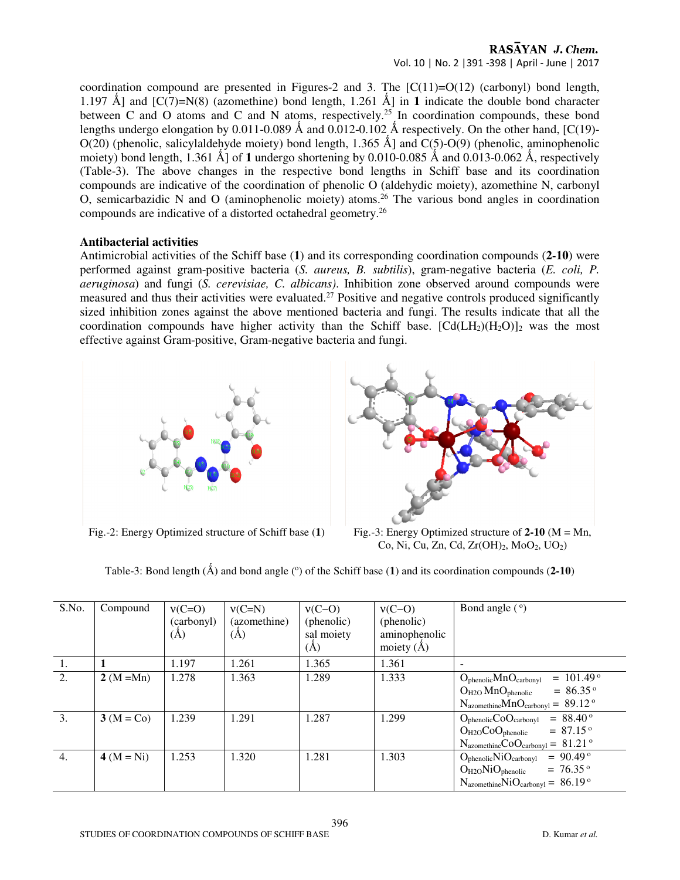coordination compound are presented in Figures-2 and 3. The [C(11)=O(12) (carbonyl) bond length, 1.197 Å] and [C(7)=N(8) (azomethine) bond length, 1.261 Å] in **1** indicate the double bond character between C and O atoms and C and N atoms, respectively.[25] In coordination compounds, these bond lengths undergo elongation by 0.011-0.089 Å and 0.012-0.102 Å respectively. On the other hand, [C(19)-O(20) (phenolic, salicylaldehyde moiety) bond length, 1.365 Å] and C(5)-O(9) (phenolic, aminophenolic moiety) bond length, 1.361 Å] of **1** undergo shortening by 0.010-0.085 Å and 0.013-0.062 Å, respectively (Table-3). The above changes in the respective bond lengths in Schiff base and its coordination compounds are indicative of the coordination of phenolic O (aldehydic moiety), azomethine N, carbonyl O, semicarbazidic N and O (aminophenolic moiety) atoms.[26] The various bond angles in coordination compounds are indicative of a distorted octahedral geometry.[26]

### Antibacterial activities

Antimicrobial activities of the Schiff base (**1**) and its corresponding coordination compounds (**2-10**) were performed against gram-positive bacteria (*S. aureus, B. subtilis*), gram-negative bacteria (*E. coli, P. aeruginosa*) and fungi (*S. cerevisiae, C. albicans*). Inhibition zone observed around compounds were measured and thus their activities were evaluated.[27] Positive and negative controls produced significantly sized inhibition zones against the above mentioned bacteria and fungi. The results indicate that all the coordination compounds have higher activity than the Schiff base. $[Cd(LH_2)(H_2O)]_2$ was the most effective against Gram-positive, Gram-negative bacteria and fungi.

Fig.-2: Energy Optimized structure of Schiff base (**1**)

Fig.-3: Energy Optimized structure of **2-10** (M = Mn, Co, Ni, Cu, Zn, Cd, $Zr(OH)_2$, $MoO_2$, $UO_2$)

Table-3: Bond length (Å) and bond angle (°) of the Schiff base (**1**) and its coordination compounds (**2-10**)

| S.No. | Compound | ν(C=O) (carbonyl) (Å) | ν(C=N) (azomethine) (Å) | ν(C–O) (phenolic) sal moiety (Å) | ν(C–O) (phenolic) aminophenolic moiety (Å) | Bond angle (°) |
|---|---|---|---|---|---|---|
| 1. | **1** | 1.197 | 1.261 | 1.365 | 1.361 | - |
| 2. | **2** (M =Mn) | 1.278 | 1.363 | 1.289 | 1.333 | $O_{phenolic}MnO_{carbonyl}$ = 101.49° <br> $O_{H2O}MnO_{phenolic}$ = 86.35° <br> $N_{azomethine}MnO_{carbonyl}$ = 89.12° |
| 3. | **3** (M = Co) | 1.239 | 1.291 | 1.287 | 1.299 | $O_{phenolic}CoO_{carbonyl}$ = 88.40° <br> $O_{H2O}CoO_{phenolic}$ = 87.15° <br> $N_{azomethine}CoO_{carbonyl}$ = 81.21° |
| 4. | **4** (M = Ni) | 1.253 | 1.320 | 1.281 | 1.303 | $O_{phenolic}NiO_{carbonyl}$ = 90.49° <br> $O_{H2O}NiO_{phenolic}$ = 76.35° <br> $N_{azomethine}NiO_{carbonyl}$ = 86.19° |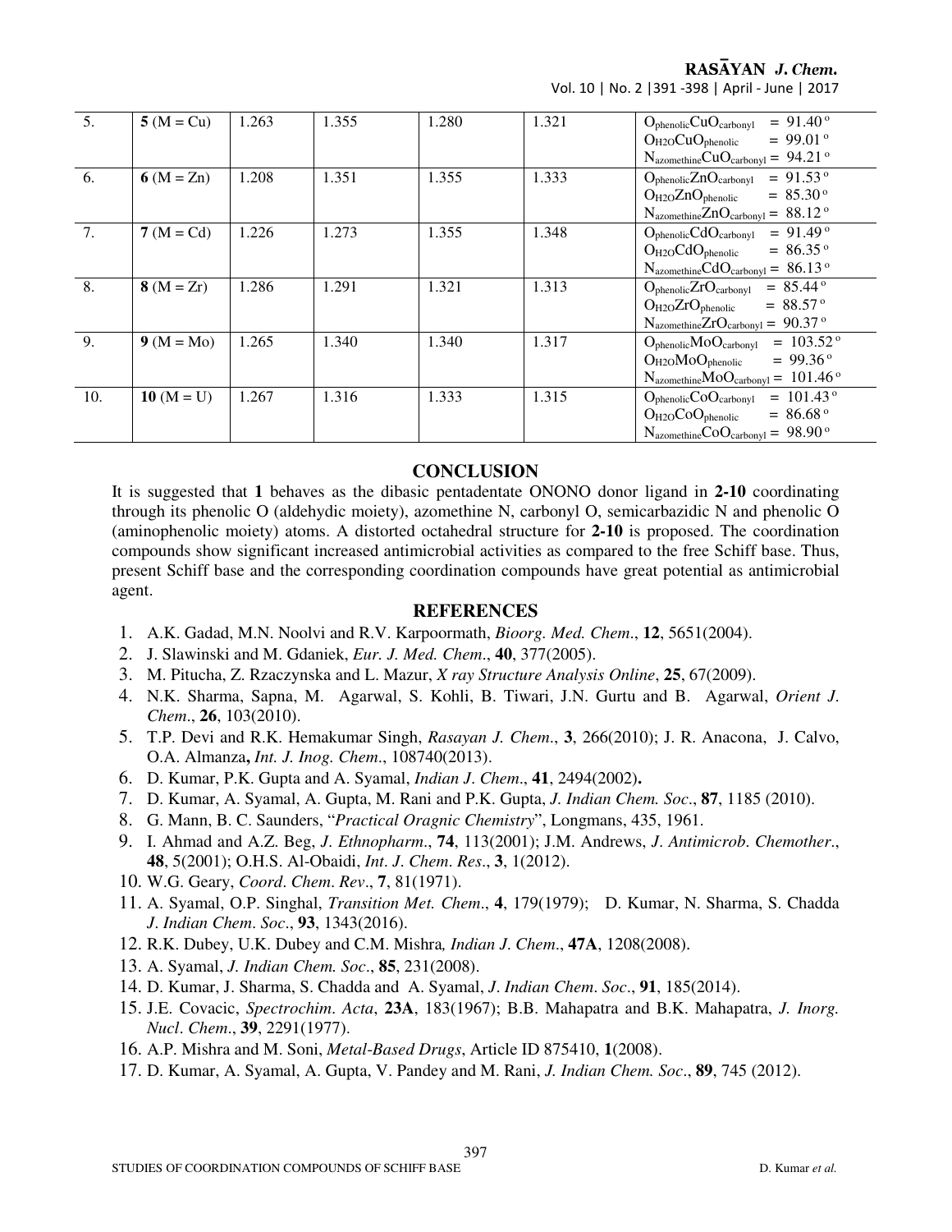| 5. | **5** (M = Cu) | 1.263 | 1.355 | 1.280 | 1.321 | $O_{phenolic}CuO_{carbonyl}$ = 91.40° $O_{H2O}CuO_{phenolic}$ = 99.01° $N_{azomethine}CuO_{carbonyl}$ = 94.21° |
|---|---|---|---|---|---|---|
| 6. | **6** (M = Zn) | 1.208 | 1.351 | 1.355 | 1.333 | $O_{phenolic}ZnO_{carbonyl}$ = 91.53° $O_{H2O}ZnO_{phenolic}$ = 85.30° $N_{azomethine}ZnO_{carbonyl}$ = 88.12° |
| 7. | **7** (M = Cd) | 1.226 | 1.273 | 1.355 | 1.348 | $O_{phenolic}CdO_{carbonyl}$ = 91.49° $O_{H2O}CdO_{phenolic}$ = 86.35° $N_{azomethine}CdO_{carbonyl}$ = 86.13° |
| 8. | **8** (M = Zr) | 1.286 | 1.291 | 1.321 | 1.313 | $O_{phenolic}ZrO_{carbonyl}$ = 85.44° $O_{H2O}ZrO_{phenolic}$ = 88.57° $N_{azomethine}ZrO_{carbonyl}$ = 90.37° |
| 9. | **9** (M = Mo) | 1.265 | 1.340 | 1.340 | 1.317 | $O_{phenolic}MoO_{carbonyl}$ = 103.52° $O_{H2O}MoO_{phenolic}$ = 99.36° $N_{azomethine}MoO_{carbonyl}$ = 101.46° |
| 10. | **10** (M = U) | 1.267 | 1.316 | 1.333 | 1.315 | $O_{phenolic}CoO_{carbonyl}$ = 101.43° $O_{H2O}CoO_{phenolic}$ = 86.68° $N_{azomethine}CoO_{carbonyl}$ = 98.90° |

## CONCLUSION

It is suggested that **1** behaves as the dibasic pentadentate ONONO donor ligand in **2-10** coordinating through its phenolic O (aldehydic moiety), azomethine N, carbonyl O, semicarbazidic N and phenolic O (aminophenolic moiety) atoms. A distorted octahedral structure for **2-10** is proposed. The coordination compounds show significant increased antimicrobial activities as compared to the free Schiff base. Thus, present Schiff base and the corresponding coordination compounds have great potential as antimicrobial agent.

## REFERENCES

1. A.K. Gadad, M.N. Noolvi and R.V. Karpoormath, *Bioorg. Med. Chem*., **12**, 5651(2004).
2. J. Slawinski and M. Gdaniek, *Eur. J. Med. Chem*., **40**, 377(2005).
3. M. Pitucha, Z. Rzaczynska and L. Mazur, *X ray Structure Analysis Online*, **25**, 67(2009).
4. N.K. Sharma, Sapna, M. Agarwal, S. Kohli, B. Tiwari, J.N. Gurtu and B. Agarwal, *Orient J. Chem*., **26**, 103(2010).
5. T.P. Devi and R.K. Hemakumar Singh, *Rasayan J. Chem*., **3**, 266(2010); J. R. Anacona, J. Calvo, O.A. Almanza**,** *Int. J. Inog. Chem*., 108740(2013).
6. D. Kumar, P.K. Gupta and A. Syamal, *Indian J. Chem*., **41**, 2494(2002)**.**
7. D. Kumar, A. Syamal, A. Gupta, M. Rani and P.K. Gupta, *J. Indian Chem. Soc*., **87**, 1185 (2010).
8. G. Mann, B. C. Saunders, "*Practical Oragnic Chemistry*", Longmans, 435, 1961.
9. I. Ahmad and A.Z. Beg, *J. Ethnopharm*., **74**, 113(2001); J.M. Andrews, *J. Antimicrob. Chemother*., **48**, 5(2001); O.H.S. Al-Obaidi, *Int. J. Chem. Res*., **3**, 1(2012).
10. W.G. Geary, *Coord. Chem. Rev*., **7**, 81(1971).
11. A. Syamal, O.P. Singhal, *Transition Met. Chem*., **4**, 179(1979); D. Kumar, N. Sharma, S. Chadda *J. Indian Chem. Soc*., **93**, 1343(2016).
12. R.K. Dubey, U.K. Dubey and C.M. Mishra*, Indian J. Chem*., **47A**, 1208(2008).
13. A. Syamal, *J. Indian Chem. Soc*., **85**, 231(2008).
14. D. Kumar, J. Sharma, S. Chadda and A. Syamal, *J. Indian Chem. Soc*., **91**, 185(2014).
15. J.E. Covacic, *Spectrochim. Acta*, **23A**, 183(1967); B.B. Mahapatra and B.K. Mahapatra, *J. Inorg. Nucl. Chem*., **39**, 2291(1977).
16. A.P. Mishra and M. Soni, *Metal-Based Drugs*, Article ID 875410, **1**(2008).
17. D. Kumar, A. Syamal, A. Gupta, V. Pandey and M. Rani, *J. Indian Chem. Soc*., **89**, 745 (2012).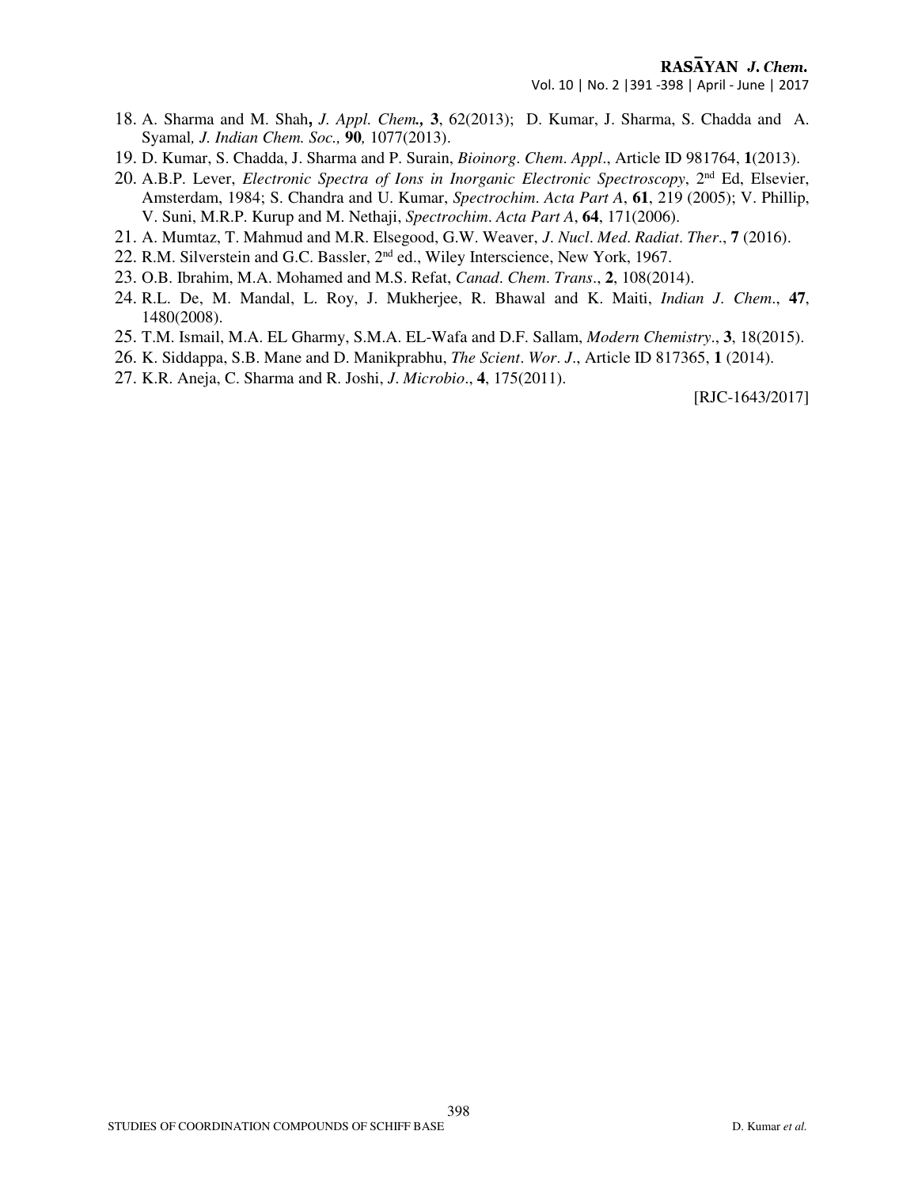18. A. Sharma and M. Shah**,** *J. Appl. Chem.,* **3**, 62(2013); D. Kumar, J. Sharma, S. Chadda and A. Syamal*, J. Indian Chem. Soc.,* **90***,* 1077(2013).
19. D. Kumar, S. Chadda, J. Sharma and P. Surain, *Bioinorg. Chem. Appl*., Article ID 981764, **1**(2013).
20. A.B.P. Lever, *Electronic Spectra of Ions in Inorganic Electronic Spectroscopy*, 2nd Ed, Elsevier, Amsterdam, 1984; S. Chandra and U. Kumar, *Spectrochim. Acta Part A*, **61**, 219 (2005); V. Phillip, V. Suni, M.R.P. Kurup and M. Nethaji, *Spectrochim. Acta Part A*, **64**, 171(2006).
21. A. Mumtaz, T. Mahmud and M.R. Elsegood, G.W. Weaver, *J. Nucl. Med. Radiat. Ther*., **7** (2016).
22. R.M. Silverstein and G.C. Bassler, 2nd ed., Wiley Interscience, New York, 1967.
23. O.B. Ibrahim, M.A. Mohamed and M.S. Refat, *Canad. Chem. Trans*., **2**, 108(2014).
24. R.L. De, M. Mandal, L. Roy, J. Mukherjee, R. Bhawal and K. Maiti, *Indian J. Chem*., **47**, 1480(2008).
25. T.M. Ismail, M.A. EL Gharmy, S.M.A. EL-Wafa and D.F. Sallam, *Modern Chemistry*., **3**, 18(2015).
26. K. Siddappa, S.B. Mane and D. Manikprabhu, *The Scient. Wor. J*., Article ID 817365, **1** (2014).
27. K.R. Aneja, C. Sharma and R. Joshi, *J. Microbio*., **4**, 175(2011).

[RJC-1643/2017]